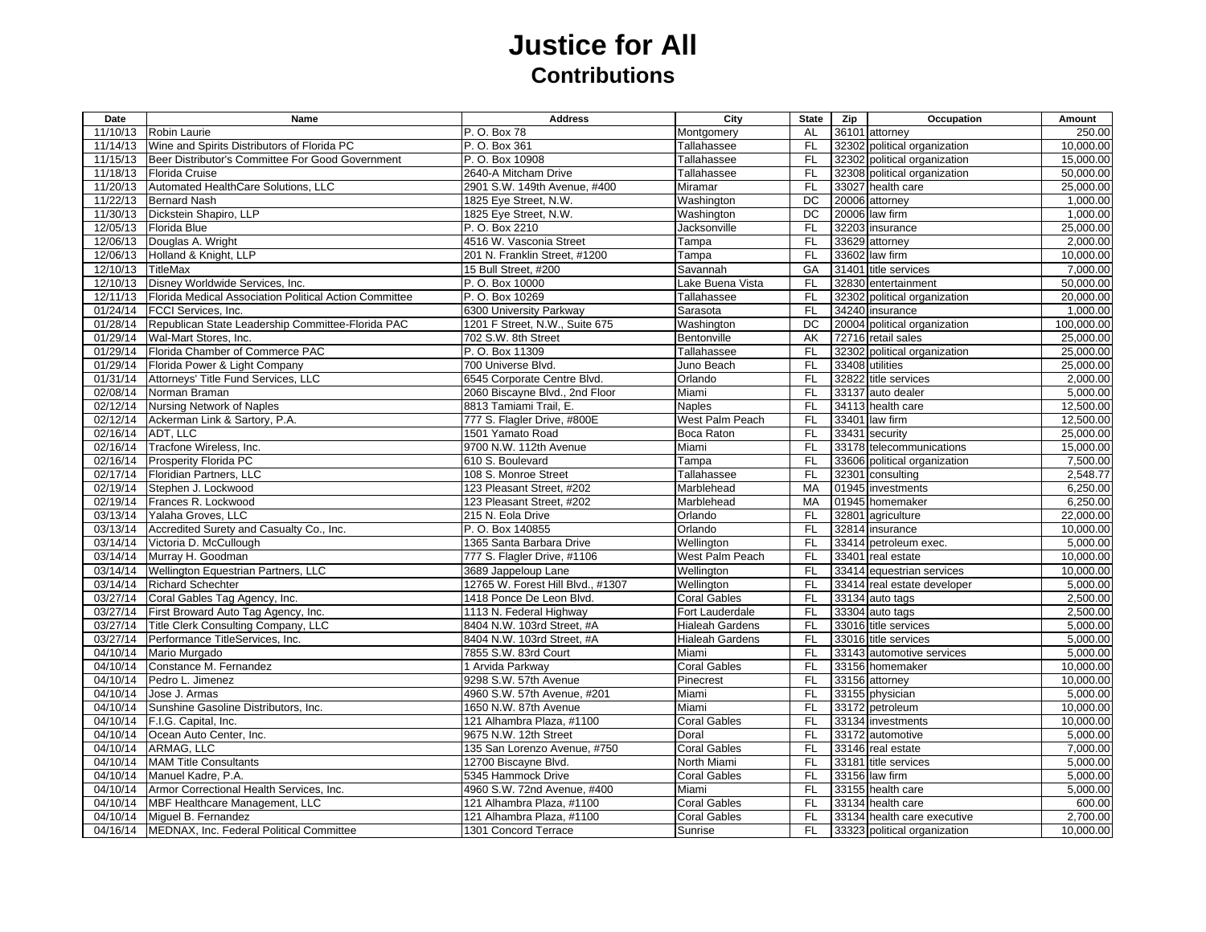# Justice for All
## Contributions

| Date | Name | Address | City | State | Zip | Occupation | Amount |
|---|---|---|---|---|---|---|---|
| 11/10/13 | Robin Laurie | P. O. Box 78 | Montgomery | AL | 36101 | attorney | 250.00 |
| 11/14/13 | Wine and Spirits Distributors of Florida PC | P. O. Box 361 | Tallahassee | FL | 32302 | political organization | 10,000.00 |
| 11/15/13 | Beer Distributor's Committee For Good Government | P. O. Box 10908 | Tallahassee | FL | 32302 | political organization | 15,000.00 |
| 11/18/13 | Florida Cruise | 2640-A Mitcham Drive | Tallahassee | FL | 32308 | political organization | 50,000.00 |
| 11/20/13 | Automated HealthCare Solutions, LLC | 2901 S.W. 149th Avenue, #400 | Miramar | FL | 33027 | health care | 25,000.00 |
| 11/22/13 | Bernard Nash | 1825 Eye Street, N.W. | Washington | DC | 20006 | attorney | 1,000.00 |
| 11/30/13 | Dickstein Shapiro, LLP | 1825 Eye Street, N.W. | Washington | DC | 20006 | law firm | 1,000.00 |
| 12/05/13 | Florida Blue | P. O. Box 2210 | Jacksonville | FL | 32203 | insurance | 25,000.00 |
| 12/06/13 | Douglas A. Wright | 4516 W. Vasconia Street | Tampa | FL | 33629 | attorney | 2,000.00 |
| 12/06/13 | Holland & Knight, LLP | 201 N. Franklin Street, #1200 | Tampa | FL | 33602 | law firm | 10,000.00 |
| 12/10/13 | TitleMax | 15 Bull Street, #200 | Savannah | GA | 31401 | title services | 7,000.00 |
| 12/10/13 | Disney Worldwide Services, Inc. | P. O. Box 10000 | Lake Buena Vista | FL | 32830 | entertainment | 50,000.00 |
| 12/11/13 | Florida Medical Association Political Action Committee | P. O. Box 10269 | Tallahassee | FL | 32302 | political organization | 20,000.00 |
| 01/24/14 | FCCI Services, Inc. | 6300 University Parkway | Sarasota | FL | 34240 | insurance | 1,000.00 |
| 01/28/14 | Republican State Leadership Committee-Florida PAC | 1201 F Street, N.W., Suite 675 | Washington | DC | 20004 | political organization | 100,000.00 |
| 01/29/14 | Wal-Mart Stores, Inc. | 702 S.W. 8th Street | Bentonville | AK | 72716 | retail sales | 25,000.00 |
| 01/29/14 | Florida Chamber of Commerce PAC | P. O. Box 11309 | Tallahassee | FL | 32302 | political organization | 25,000.00 |
| 01/29/14 | Florida Power & Light Company | 700 Universe Blvd. | Juno Beach | FL | 33408 | utilities | 25,000.00 |
| 01/31/14 | Attorneys' Title Fund Services, LLC | 6545 Corporate Centre Blvd. | Orlando | FL | 32822 | title services | 2,000.00 |
| 02/08/14 | Norman Braman | 2060 Biscayne Blvd., 2nd Floor | Miami | FL | 33137 | auto dealer | 5,000.00 |
| 02/12/14 | Nursing Network of Naples | 8813 Tamiami Trail, E. | Naples | FL | 34113 | health care | 12,500.00 |
| 02/12/14 | Ackerman Link & Sartory, P.A. | 777 S. Flagler Drive, #800E | West Palm Peach | FL | 33401 | law firm | 12,500.00 |
| 02/16/14 | ADT, LLC | 1501 Yamato Road | Boca Raton | FL | 33431 | security | 25,000.00 |
| 02/16/14 | Tracfone Wireless, Inc. | 9700 N.W. 112th Avenue | Miami | FL | 33178 | telecommunications | 15,000.00 |
| 02/16/14 | Prosperity Florida PC | 610 S. Boulevard | Tampa | FL | 33606 | political organization | 7,500.00 |
| 02/17/14 | Floridian Partners, LLC | 108 S. Monroe Street | Tallahassee | FL | 32301 | consulting | 2,548.77 |
| 02/19/14 | Stephen J. Lockwood | 123 Pleasant Street, #202 | Marblehead | MA | 01945 | investments | 6,250.00 |
| 02/19/14 | Frances R. Lockwood | 123 Pleasant Street, #202 | Marblehead | MA | 01945 | homemaker | 6,250.00 |
| 03/13/14 | Yalaha Groves, LLC | 215 N. Eola Drive | Orlando | FL | 32801 | agriculture | 22,000.00 |
| 03/13/14 | Accredited Surety and Casualty Co., Inc. | P. O. Box 140855 | Orlando | FL | 32814 | insurance | 10,000.00 |
| 03/14/14 | Victoria D. McCullough | 1365 Santa Barbara Drive | Wellington | FL | 33414 | petroleum exec. | 5,000.00 |
| 03/14/14 | Murray H. Goodman | 777 S. Flagler Drive, #1106 | West Palm Peach | FL | 33401 | real estate | 10,000.00 |
| 03/14/14 | Wellington Equestrian Partners, LLC | 3689 Jappeloup Lane | Wellington | FL | 33414 | equestrian services | 10,000.00 |
| 03/14/14 | Richard Schechter | 12765 W. Forest Hill Blvd., #1307 | Wellington | FL | 33414 | real estate developer | 5,000.00 |
| 03/27/14 | Coral Gables Tag Agency, Inc. | 1418 Ponce De Leon Blvd. | Coral Gables | FL | 33134 | auto tags | 2,500.00 |
| 03/27/14 | First Broward Auto Tag Agency, Inc. | 1113 N. Federal Highway | Fort Lauderdale | FL | 33304 | auto tags | 2,500.00 |
| 03/27/14 | Title Clerk Consulting Company, LLC | 8404 N.W. 103rd Street, #A | Hialeah Gardens | FL | 33016 | title services | 5,000.00 |
| 03/27/14 | Performance TitleServices, Inc. | 8404 N.W. 103rd Street, #A | Hialeah Gardens | FL | 33016 | title services | 5,000.00 |
| 04/10/14 | Mario Murgado | 7855 S.W. 83rd Court | Miami | FL | 33143 | automotive services | 5,000.00 |
| 04/10/14 | Constance M. Fernandez | 1 Arvida Parkway | Coral Gables | FL | 33156 | homemaker | 10,000.00 |
| 04/10/14 | Pedro L. Jimenez | 9298 S.W. 57th Avenue | Pinecrest | FL | 33156 | attorney | 10,000.00 |
| 04/10/14 | Jose J. Armas | 4960 S.W. 57th Avenue, #201 | Miami | FL | 33155 | physician | 5,000.00 |
| 04/10/14 | Sunshine Gasoline Distributors, Inc. | 1650 N.W. 87th Avenue | Miami | FL | 33172 | petroleum | 10,000.00 |
| 04/10/14 | F.I.G. Capital, Inc. | 121 Alhambra Plaza, #1100 | Coral Gables | FL | 33134 | investments | 10,000.00 |
| 04/10/14 | Ocean Auto Center, Inc. | 9675 N.W. 12th Street | Doral | FL | 33172 | automotive | 5,000.00 |
| 04/10/14 | ARMAG, LLC | 135 San Lorenzo Avenue, #750 | Coral Gables | FL | 33146 | real estate | 7,000.00 |
| 04/10/14 | MAM Title Consultants | 12700 Biscayne Blvd. | North Miami | FL | 33181 | title services | 5,000.00 |
| 04/10/14 | Manuel Kadre, P.A. | 5345 Hammock Drive | Coral Gables | FL | 33156 | law firm | 5,000.00 |
| 04/10/14 | Armor Correctional Health Services, Inc. | 4960 S.W. 72nd Avenue, #400 | Miami | FL | 33155 | health care | 5,000.00 |
| 04/10/14 | MBF Healthcare Management, LLC | 121 Alhambra Plaza, #1100 | Coral Gables | FL | 33134 | health care | 600.00 |
| 04/10/14 | Miguel B. Fernandez | 121 Alhambra Plaza, #1100 | Coral Gables | FL | 33134 | health care executive | 2,700.00 |
| 04/16/14 | MEDNAX, Inc. Federal Political Committee | 1301 Concord Terrace | Sunrise | FL | 33323 | political organization | 10,000.00 |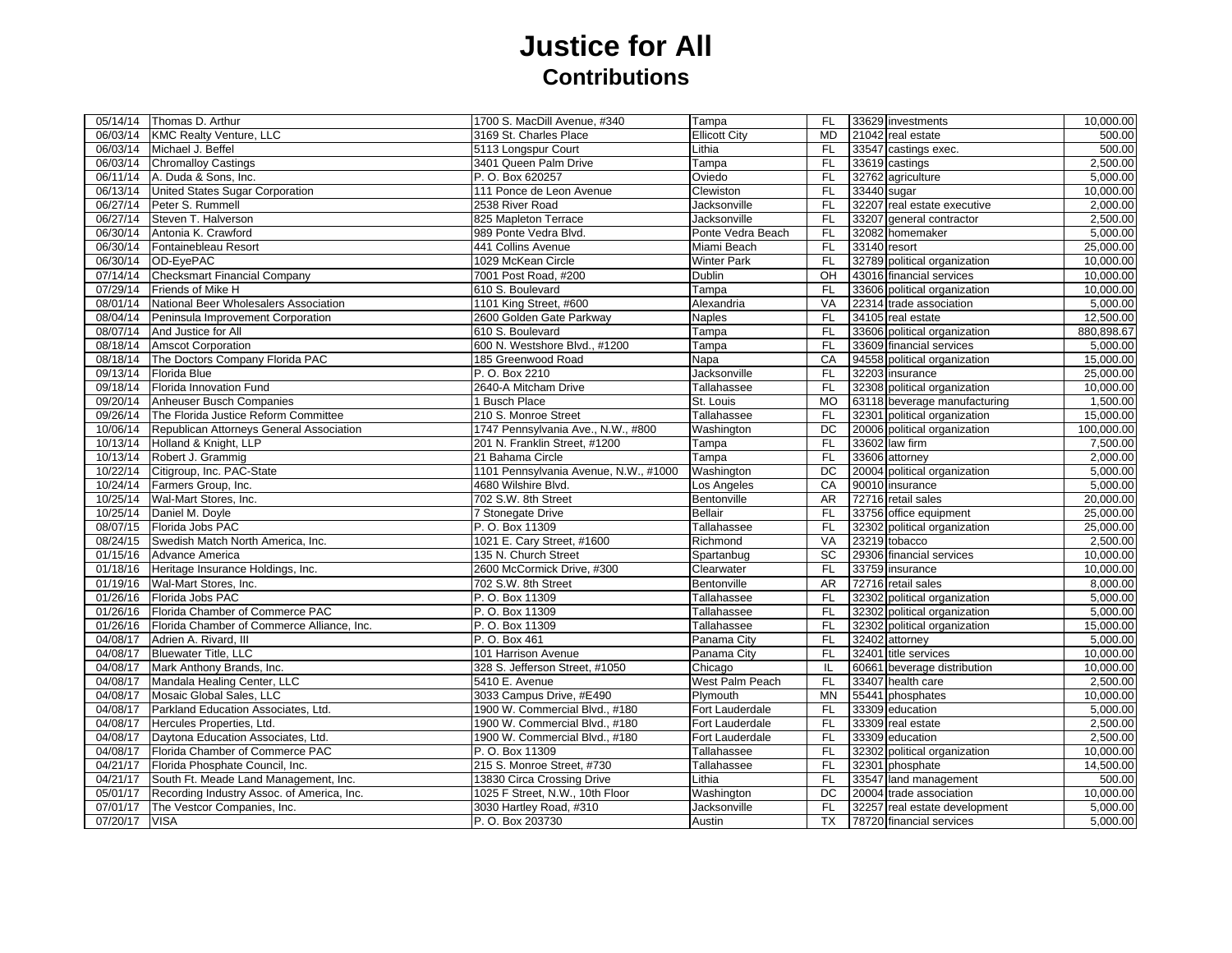# Justice for All
## Contributions

| Date | Name | Address | City | State | Zip | Occupation | Amount |
|---|---|---|---|---|---|---|---|
| 05/14/14 | Thomas D. Arthur | 1700 S. MacDill Avenue, #340 | Tampa | FL | 33629 | investments | 10,000.00 |
| 06/03/14 | KMC Realty Venture, LLC | 3169 St. Charles Place | Ellicott City | MD | 21042 | real estate | 500.00 |
| 06/03/14 | Michael J. Beffel | 5113 Longspur Court | Lithia | FL | 33547 | castings exec. | 500.00 |
| 06/03/14 | Chromalloy Castings | 3401 Queen Palm Drive | Tampa | FL | 33619 | castings | 2,500.00 |
| 06/11/14 | A. Duda & Sons, Inc. | P. O. Box 620257 | Oviedo | FL | 32762 | agriculture | 5,000.00 |
| 06/13/14 | United States Sugar Corporation | 111 Ponce de Leon Avenue | Clewiston | FL | 33440 | sugar | 10,000.00 |
| 06/27/14 | Peter S. Rummell | 2538 River Road | Jacksonville | FL | 32207 | real estate executive | 2,000.00 |
| 06/27/14 | Steven T. Halverson | 825 Mapleton Terrace | Jacksonville | FL | 33207 | general contractor | 2,500.00 |
| 06/30/14 | Antonia K. Crawford | 989 Ponte Vedra Blvd. | Ponte Vedra Beach | FL | 32082 | homemaker | 5,000.00 |
| 06/30/14 | Fontainebleau Resort | 441 Collins Avenue | Miami Beach | FL | 33140 | resort | 25,000.00 |
| 06/30/14 | OD-EyePAC | 1029 McKean Circle | Winter Park | FL | 32789 | political organization | 10,000.00 |
| 07/14/14 | Checksmart Financial Company | 7001 Post Road, #200 | Dublin | OH | 43016 | financial services | 10,000.00 |
| 07/29/14 | Friends of Mike H | 610 S. Boulevard | Tampa | FL | 33606 | political organization | 10,000.00 |
| 08/01/14 | National Beer Wholesalers Association | 1101 King Street, #600 | Alexandria | VA | 22314 | trade association | 5,000.00 |
| 08/04/14 | Peninsula Improvement Corporation | 2600 Golden Gate Parkway | Naples | FL | 34105 | real estate | 12,500.00 |
| 08/07/14 | And Justice for All | 610 S. Boulevard | Tampa | FL | 33606 | political organization | 880,898.67 |
| 08/18/14 | Amscot Corporation | 600 N. Westshore Blvd., #1200 | Tampa | FL | 33609 | financial services | 5,000.00 |
| 08/18/14 | The Doctors Company Florida PAC | 185 Greenwood Road | Napa | CA | 94558 | political organization | 15,000.00 |
| 09/13/14 | Florida Blue | P. O. Box 2210 | Jacksonville | FL | 32203 | insurance | 25,000.00 |
| 09/18/14 | Florida Innovation Fund | 2640-A Mitcham Drive | Tallahassee | FL | 32308 | political organization | 10,000.00 |
| 09/20/14 | Anheuser Busch Companies | 1 Busch Place | St. Louis | MO | 63118 | beverage manufacturing | 1,500.00 |
| 09/26/14 | The Florida Justice Reform Committee | 210 S. Monroe Street | Tallahassee | FL | 32301 | political organization | 15,000.00 |
| 10/06/14 | Republican Attorneys General Association | 1747 Pennsylvania Ave., N.W., #800 | Washington | DC | 20006 | political organization | 100,000.00 |
| 10/13/14 | Holland & Knight, LLP | 201 N. Franklin Street, #1200 | Tampa | FL | 33602 | law firm | 7,500.00 |
| 10/13/14 | Robert J. Grammig | 21 Bahama Circle | Tampa | FL | 33606 | attorney | 2,000.00 |
| 10/22/14 | Citigroup, Inc. PAC-State | 1101 Pennsylvania Avenue, N.W., #1000 | Washington | DC | 20004 | political organization | 5,000.00 |
| 10/24/14 | Farmers Group, Inc. | 4680 Wilshire Blvd. | Los Angeles | CA | 90010 | insurance | 5,000.00 |
| 10/25/14 | Wal-Mart Stores, Inc. | 702 S.W. 8th Street | Bentonville | AR | 72716 | retail sales | 20,000.00 |
| 10/25/14 | Daniel M. Doyle | 7 Stonegate Drive | Bellair | FL | 33756 | office equipment | 25,000.00 |
| 08/07/15 | Florida Jobs PAC | P. O. Box 11309 | Tallahassee | FL | 32302 | political organization | 25,000.00 |
| 08/24/15 | Swedish Match North America, Inc. | 1021 E. Cary Street, #1600 | Richmond | VA | 23219 | tobacco | 2,500.00 |
| 01/15/16 | Advance America | 135 N. Church Street | Spartanbug | SC | 29306 | financial services | 10,000.00 |
| 01/18/16 | Heritage Insurance Holdings, Inc. | 2600 McCormick Drive, #300 | Clearwater | FL | 33759 | insurance | 10,000.00 |
| 01/19/16 | Wal-Mart Stores, Inc. | 702 S.W. 8th Street | Bentonville | AR | 72716 | retail sales | 8,000.00 |
| 01/26/16 | Florida Jobs PAC | P. O. Box 11309 | Tallahassee | FL | 32302 | political organization | 5,000.00 |
| 01/26/16 | Florida Chamber of Commerce PAC | P. O. Box 11309 | Tallahassee | FL | 32302 | political organization | 5,000.00 |
| 01/26/16 | Florida Chamber of Commerce Alliance, Inc. | P. O. Box 11309 | Tallahassee | FL | 32302 | political organization | 15,000.00 |
| 04/08/17 | Adrien A. Rivard, III | P. O. Box 461 | Panama City | FL | 32402 | attorney | 5,000.00 |
| 04/08/17 | Bluewater Title, LLC | 101 Harrison Avenue | Panama City | FL | 32401 | title services | 10,000.00 |
| 04/08/17 | Mark Anthony Brands, Inc. | 328 S. Jefferson Street, #1050 | Chicago | IL | 60661 | beverage distribution | 10,000.00 |
| 04/08/17 | Mandala Healing Center, LLC | 5410 E. Avenue | West Palm Peach | FL | 33407 | health care | 2,500.00 |
| 04/08/17 | Mosaic Global Sales, LLC | 3033 Campus Drive, #E490 | Plymouth | MN | 55441 | phosphates | 10,000.00 |
| 04/08/17 | Parkland Education Associates, Ltd. | 1900 W. Commercial Blvd., #180 | Fort Lauderdale | FL | 33309 | education | 5,000.00 |
| 04/08/17 | Hercules Properties, Ltd. | 1900 W. Commercial Blvd., #180 | Fort Lauderdale | FL | 33309 | real estate | 2,500.00 |
| 04/08/17 | Daytona Education Associates, Ltd. | 1900 W. Commercial Blvd., #180 | Fort Lauderdale | FL | 33309 | education | 2,500.00 |
| 04/08/17 | Florida Chamber of Commerce PAC | P. O. Box 11309 | Tallahassee | FL | 32302 | political organization | 10,000.00 |
| 04/21/17 | Florida Phosphate Council, Inc. | 215 S. Monroe Street, #730 | Tallahassee | FL | 32301 | phosphate | 14,500.00 |
| 04/21/17 | South Ft. Meade Land Management, Inc. | 13830 Circa Crossing Drive | Lithia | FL | 33547 | land management | 500.00 |
| 05/01/17 | Recording Industry Assoc. of America, Inc. | 1025 F Street, N.W., 10th Floor | Washington | DC | 20004 | trade association | 10,000.00 |
| 07/01/17 | The Vestcor Companies, Inc. | 3030 Hartley Road, #310 | Jacksonville | FL | 32257 | real estate development | 5,000.00 |
| 07/20/17 | VISA | P. O. Box 203730 | Austin | TX | 78720 | financial services | 5,000.00 |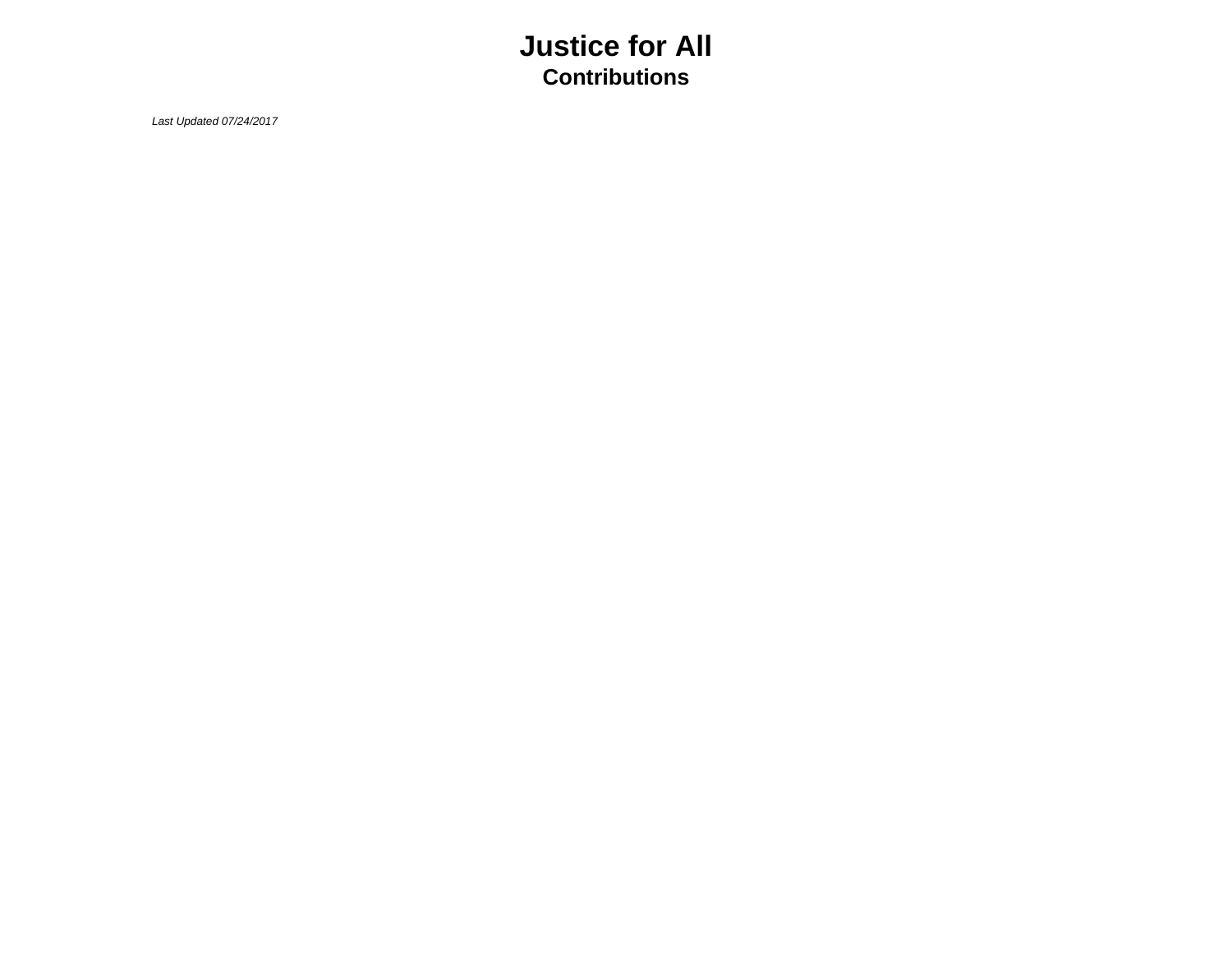# Justice for All

## Contributions

*Last Updated 07/24/2017*